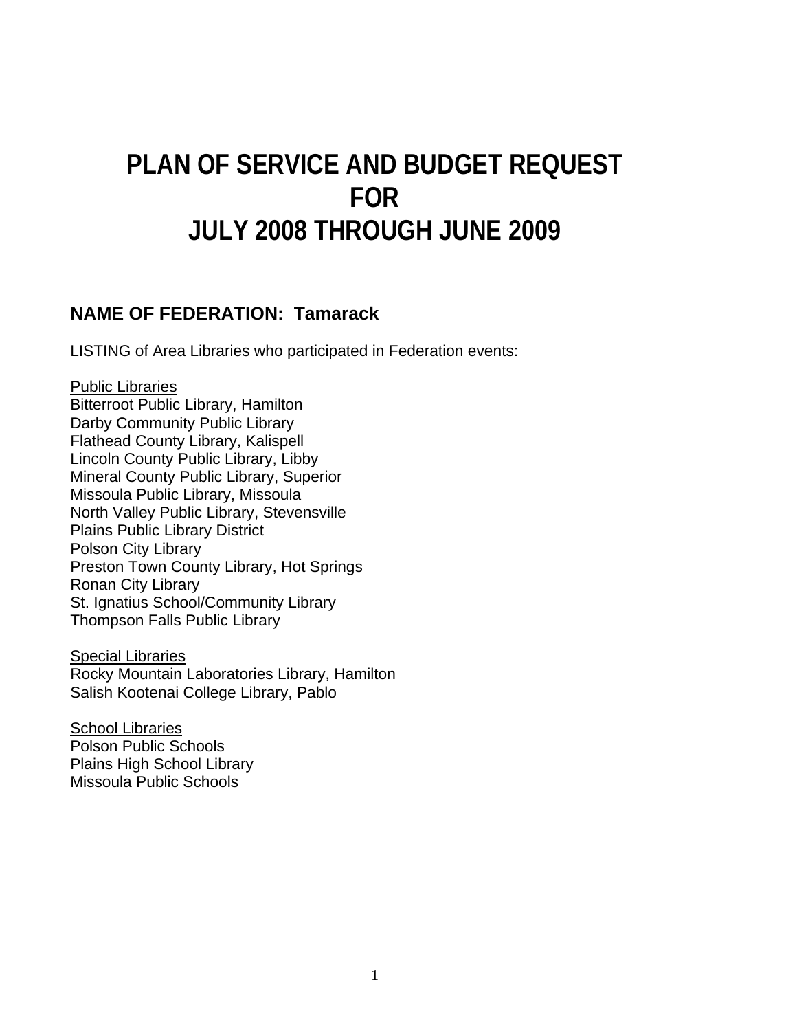# PLAN OF SERVICE AND BUDGET REQUEST FOR JULY 2008 THROUGH JUNE 2009

## NAME OF FEDERATION: Tamarack

LISTING of Area Libraries who participated in Federation events:

Public Libraries
Bitterroot Public Library, Hamilton
Darby Community Public Library
Flathead County Library, Kalispell
Lincoln County Public Library, Libby
Mineral County Public Library, Superior
Missoula Public Library, Missoula
North Valley Public Library, Stevensville
Plains Public Library District
Polson City Library
Preston Town County Library, Hot Springs
Ronan City Library
St. Ignatius School/Community Library
Thompson Falls Public Library

Special Libraries
Rocky Mountain Laboratories Library, Hamilton
Salish Kootenai College Library, Pablo

School Libraries
Polson Public Schools
Plains High School Library
Missoula Public Schools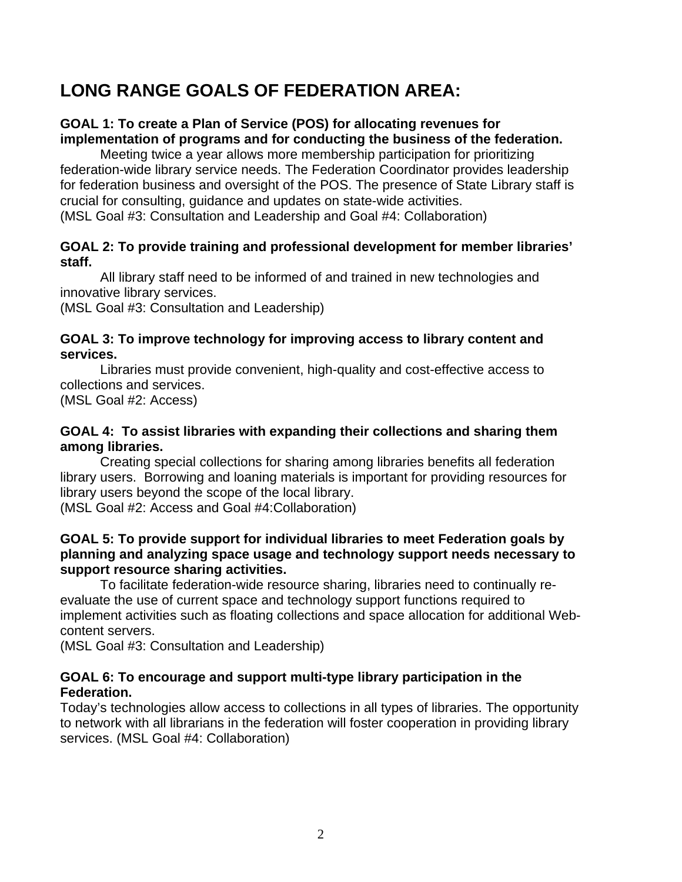# LONG RANGE GOALS OF FEDERATION AREA:

**GOAL 1: To create a Plan of Service (POS) for allocating revenues for implementation of programs and for conducting the business of the federation.**

Meeting twice a year allows more membership participation for prioritizing federation-wide library service needs. The Federation Coordinator provides leadership for federation business and oversight of the POS. The presence of State Library staff is crucial for consulting, guidance and updates on state-wide activities.
(MSL Goal #3: Consultation and Leadership and Goal #4: Collaboration)

**GOAL 2: To provide training and professional development for member libraries' staff.**

All library staff need to be informed of and trained in new technologies and innovative library services.
(MSL Goal #3: Consultation and Leadership)

**GOAL 3: To improve technology for improving access to library content and services.**

Libraries must provide convenient, high-quality and cost-effective access to collections and services.
(MSL Goal #2: Access)

**GOAL 4: To assist libraries with expanding their collections and sharing them among libraries.**

Creating special collections for sharing among libraries benefits all federation library users. Borrowing and loaning materials is important for providing resources for library users beyond the scope of the local library.
(MSL Goal #2: Access and Goal #4:Collaboration)

**GOAL 5: To provide support for individual libraries to meet Federation goals by planning and analyzing space usage and technology support needs necessary to support resource sharing activities.**

To facilitate federation-wide resource sharing, libraries need to continually re-evaluate the use of current space and technology support functions required to implement activities such as floating collections and space allocation for additional Web-content servers.
(MSL Goal #3: Consultation and Leadership)

**GOAL 6: To encourage and support multi-type library participation in the Federation.**

Today's technologies allow access to collections in all types of libraries. The opportunity to network with all librarians in the federation will foster cooperation in providing library services. (MSL Goal #4: Collaboration)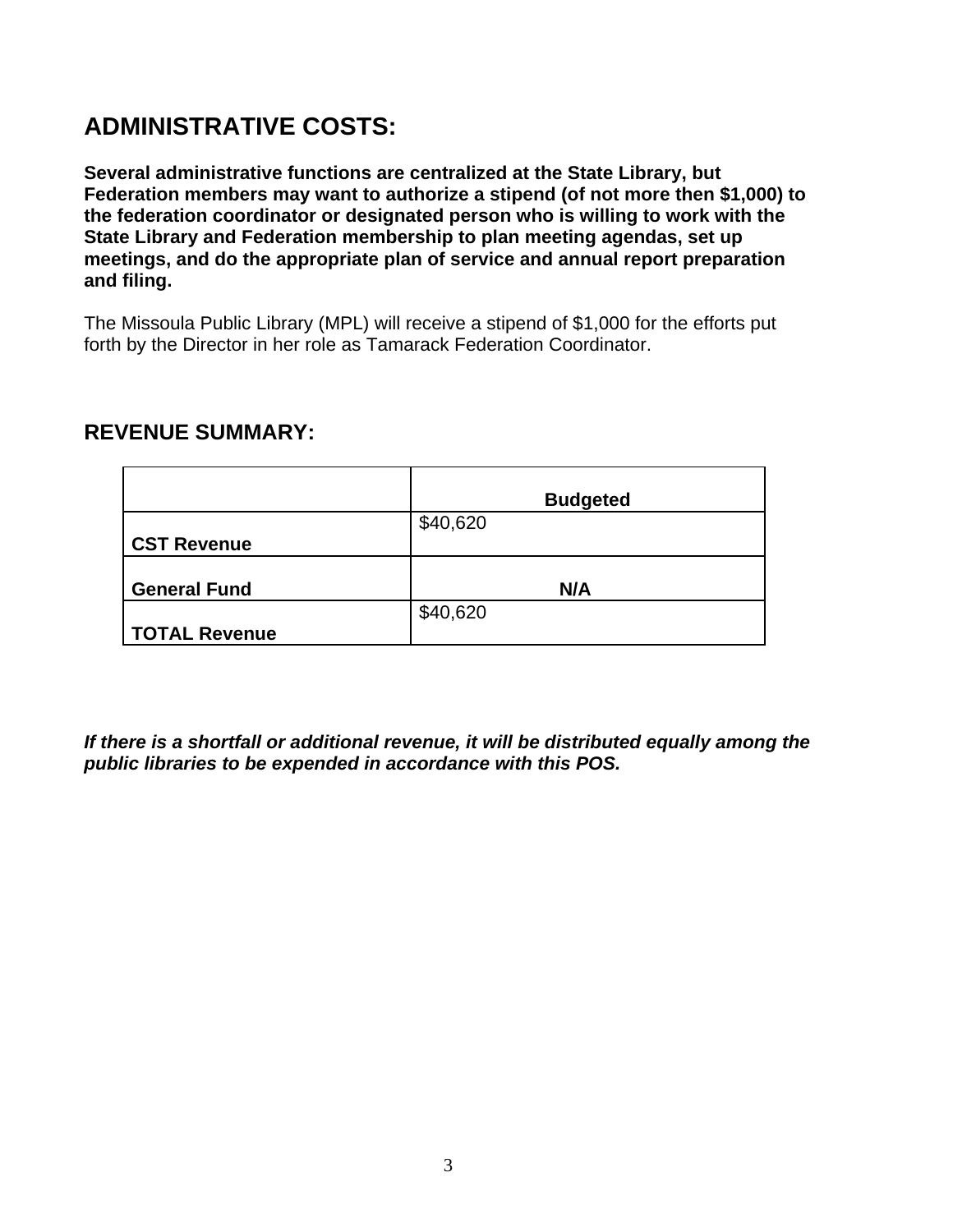## ADMINISTRATIVE COSTS:

**Several administrative functions are centralized at the State Library, but Federation members may want to authorize a stipend (of not more then $1,000) to the federation coordinator or designated person who is willing to work with the State Library and Federation membership to plan meeting agendas, set up meetings, and do the appropriate plan of service and annual report preparation and filing.**

The Missoula Public Library (MPL) will receive a stipend of $1,000 for the efforts put forth by the Director in her role as Tamarack Federation Coordinator.

### REVENUE SUMMARY:

| | **Budgeted** |
|---|---|
| **CST Revenue** | $40,620 |
| **General Fund** | **N/A** |
| **TOTAL Revenue** | $40,620 |

***If there is a shortfall or additional revenue, it will be distributed equally among the public libraries to be expended in accordance with this POS.***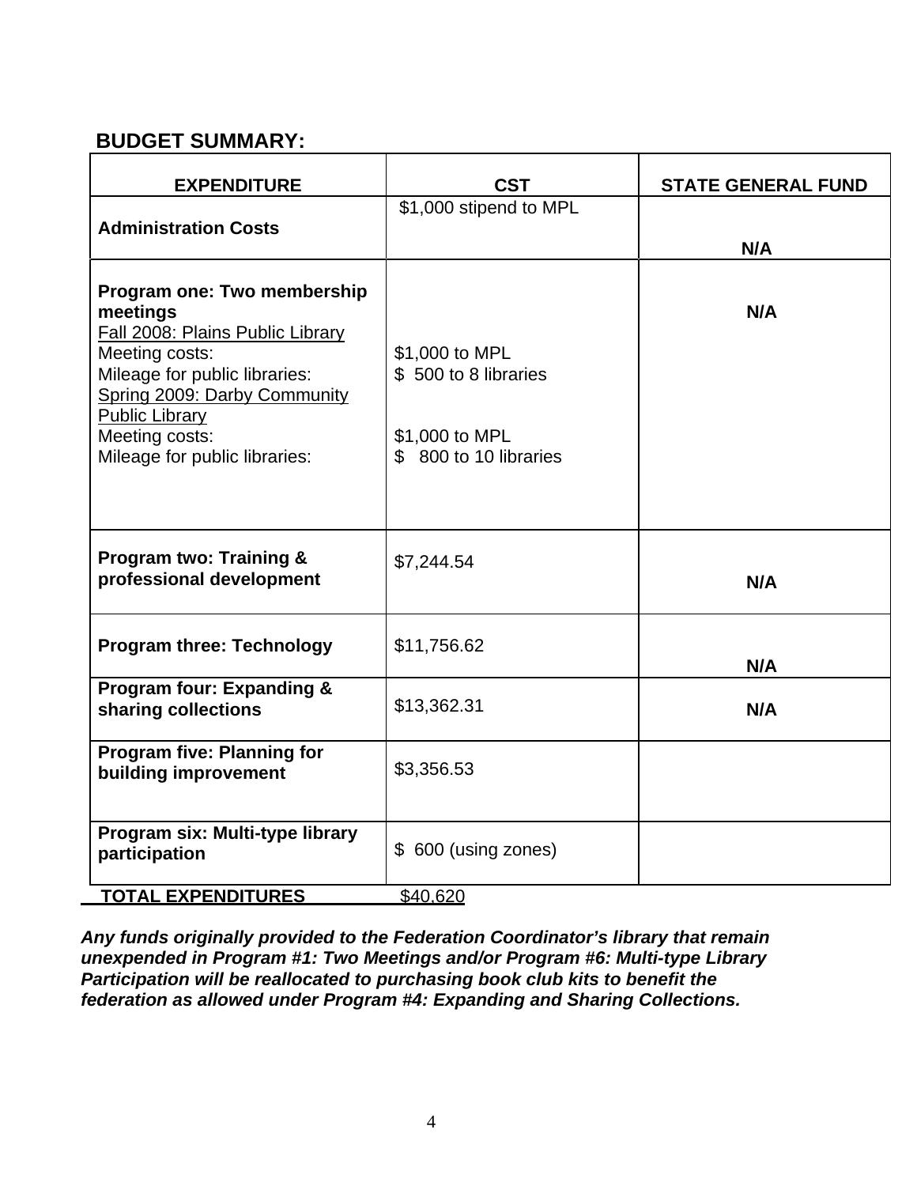## BUDGET SUMMARY:

| EXPENDITURE | CST | STATE GENERAL FUND |
|---|---|---|
| **Administration Costs** | $1,000 stipend to MPL | **N/A** |
| **Program one: Two membership meetings**<br>Fall 2008: Plains Public Library<br>Meeting costs:<br>Mileage for public libraries:<br>Spring 2009: Darby Community Public Library<br>Meeting costs:<br>Mileage for public libraries: | <br><br>$1,000 to MPL<br>$ 500 to 8 libraries<br><br>$1,000 to MPL<br>$ 800 to 10 libraries | **N/A** |
| **Program two: Training & professional development** | $7,244.54 | **N/A** |
| **Program three: Technology** | $11,756.62 | **N/A** |
| **Program four: Expanding & sharing collections** | $13,362.31 | **N/A** |
| **Program five: Planning for building improvement** | $3,356.53 | |
| **Program six: Multi-type library participation** | $ 600 (using zones) | |
| **TOTAL EXPENDITURES** | $40,620 | |

***Any funds originally provided to the Federation Coordinator's library that remain unexpended in Program #1: Two Meetings and/or Program #6: Multi-type Library Participation will be reallocated to purchasing book club kits to benefit the federation as allowed under Program #4: Expanding and Sharing Collections.***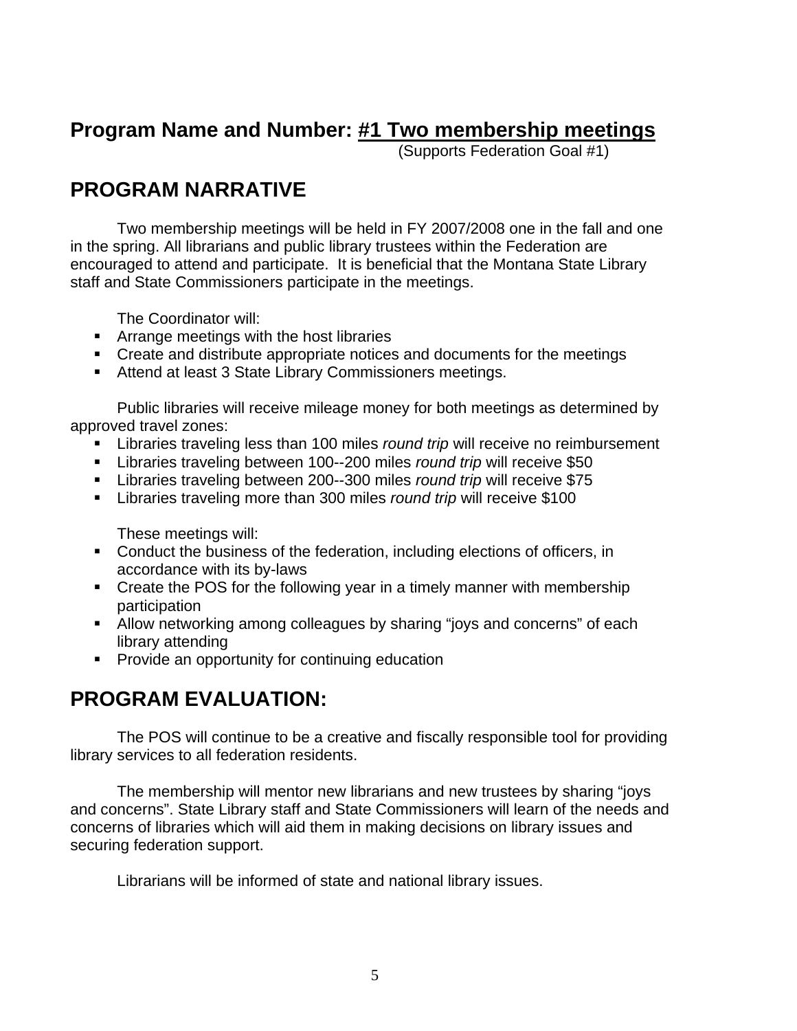## Program Name and Number: #1 Two membership meetings

(Supports Federation Goal #1)

## PROGRAM NARRATIVE

Two membership meetings will be held in FY 2007/2008 one in the fall and one in the spring. All librarians and public library trustees within the Federation are encouraged to attend and participate. It is beneficial that the Montana State Library staff and State Commissioners participate in the meetings.

The Coordinator will:

- Arrange meetings with the host libraries
- Create and distribute appropriate notices and documents for the meetings
- Attend at least 3 State Library Commissioners meetings.

Public libraries will receive mileage money for both meetings as determined by approved travel zones:

- Libraries traveling less than 100 miles *round trip* will receive no reimbursement
- Libraries traveling between 100--200 miles *round trip* will receive $50
- Libraries traveling between 200--300 miles *round trip* will receive $75
- Libraries traveling more than 300 miles *round trip* will receive $100

These meetings will:

- Conduct the business of the federation, including elections of officers, in accordance with its by-laws
- Create the POS for the following year in a timely manner with membership participation
- Allow networking among colleagues by sharing "joys and concerns" of each library attending
- Provide an opportunity for continuing education

## PROGRAM EVALUATION:

The POS will continue to be a creative and fiscally responsible tool for providing library services to all federation residents.

The membership will mentor new librarians and new trustees by sharing "joys and concerns". State Library staff and State Commissioners will learn of the needs and concerns of libraries which will aid them in making decisions on library issues and securing federation support.

Librarians will be informed of state and national library issues.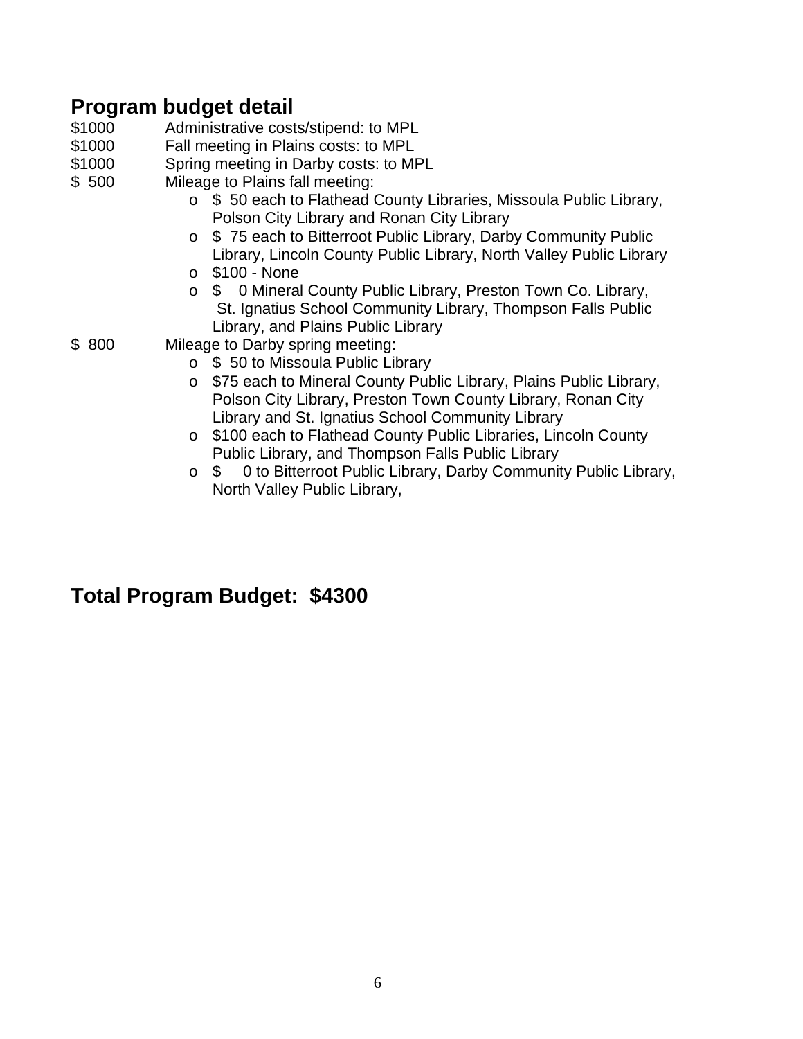## Program budget detail

$1000 Administrative costs/stipend: to MPL

$1000 Fall meeting in Plains costs: to MPL

$1000 Spring meeting in Darby costs: to MPL

$ 500 Mileage to Plains fall meeting:

- $ 50 each to Flathead County Libraries, Missoula Public Library, Polson City Library and Ronan City Library
- $ 75 each to Bitterroot Public Library, Darby Community Public Library, Lincoln County Public Library, North Valley Public Library
- $100 - None
- $ 0 Mineral County Public Library, Preston Town Co. Library, St. Ignatius School Community Library, Thompson Falls Public Library, and Plains Public Library

$ 800 Mileage to Darby spring meeting:

- $ 50 to Missoula Public Library
- $75 each to Mineral County Public Library, Plains Public Library, Polson City Library, Preston Town County Library, Ronan City Library and St. Ignatius School Community Library
- $100 each to Flathead County Public Libraries, Lincoln County Public Library, and Thompson Falls Public Library
- $ 0 to Bitterroot Public Library, Darby Community Public Library, North Valley Public Library,

## Total Program Budget: $4300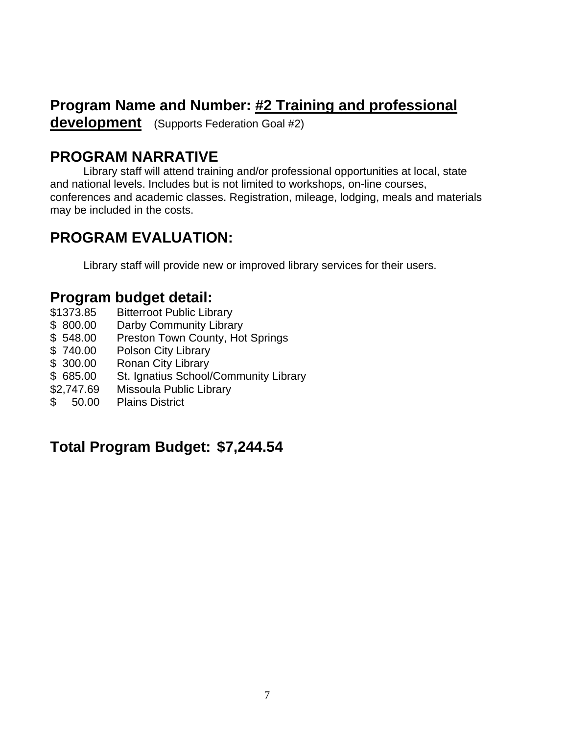## Program Name and Number: #2 Training and professional development (Supports Federation Goal #2)

## PROGRAM NARRATIVE

Library staff will attend training and/or professional opportunities at local, state and national levels. Includes but is not limited to workshops, on-line courses, conferences and academic classes. Registration, mileage, lodging, meals and materials may be included in the costs.

## PROGRAM EVALUATION:

Library staff will provide new or improved library services for their users.

## Program budget detail:

| | |
|---|---|
| $1373.85 | Bitterroot Public Library |
| $ 800.00 | Darby Community Library |
| $ 548.00 | Preston Town County, Hot Springs |
| $ 740.00 | Polson City Library |
| $ 300.00 | Ronan City Library |
| $ 685.00 | St. Ignatius School/Community Library |
| $2,747.69 | Missoula Public Library |
| $ 50.00 | Plains District |

## Total Program Budget: $7,244.54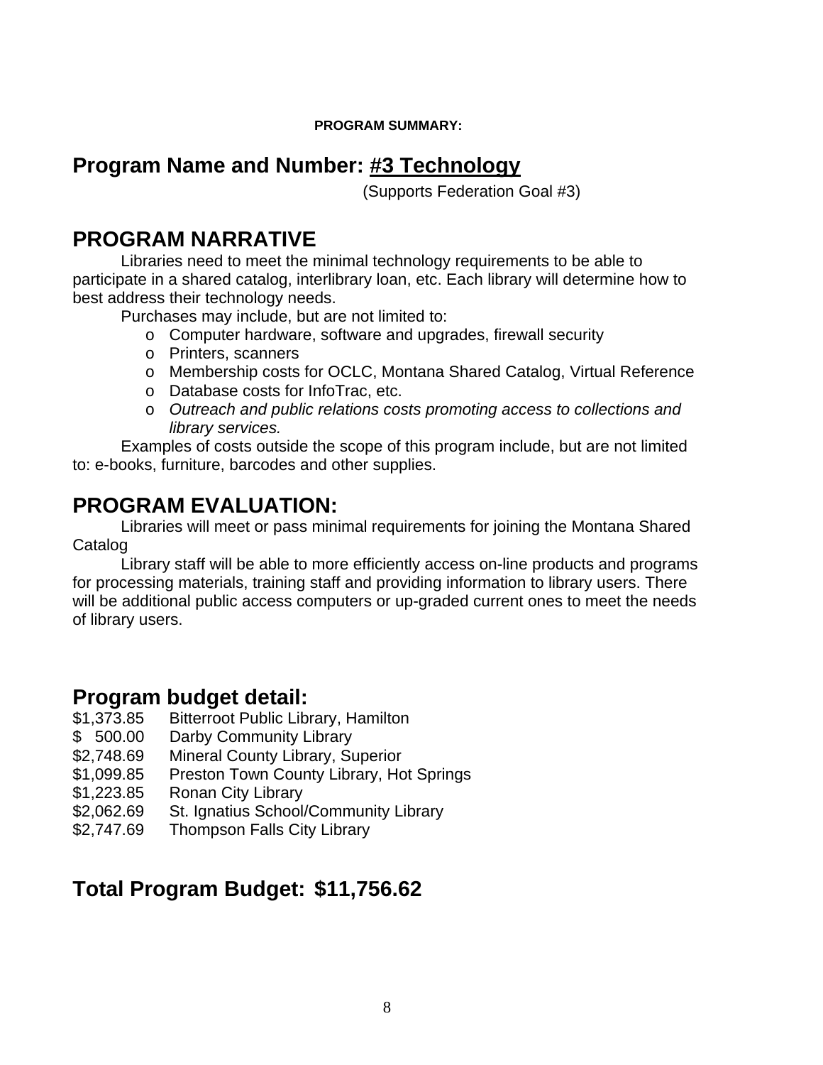**PROGRAM SUMMARY:**

## Program Name and Number: #3 Technology

(Supports Federation Goal #3)

## PROGRAM NARRATIVE

Libraries need to meet the minimal technology requirements to be able to participate in a shared catalog, interlibrary loan, etc. Each library will determine how to best address their technology needs.

Purchases may include, but are not limited to:

- Computer hardware, software and upgrades, firewall security
- Printers, scanners
- Membership costs for OCLC, Montana Shared Catalog, Virtual Reference
- Database costs for InfoTrac, etc.
- *Outreach and public relations costs promoting access to collections and library services.*

Examples of costs outside the scope of this program include, but are not limited to: e-books, furniture, barcodes and other supplies.

## PROGRAM EVALUATION:

Libraries will meet or pass minimal requirements for joining the Montana Shared Catalog

Library staff will be able to more efficiently access on-line products and programs for processing materials, training staff and providing information to library users. There will be additional public access computers or up-graded current ones to meet the needs of library users.

## Program budget detail:

| | |
|---|---|
| $1,373.85 | Bitterroot Public Library, Hamilton |
| $ 500.00 | Darby Community Library |
| $2,748.69 | Mineral County Library, Superior |
| $1,099.85 | Preston Town County Library, Hot Springs |
| $1,223.85 | Ronan City Library |
| $2,062.69 | St. Ignatius School/Community Library |
| $2,747.69 | Thompson Falls City Library |

## Total Program Budget: $11,756.62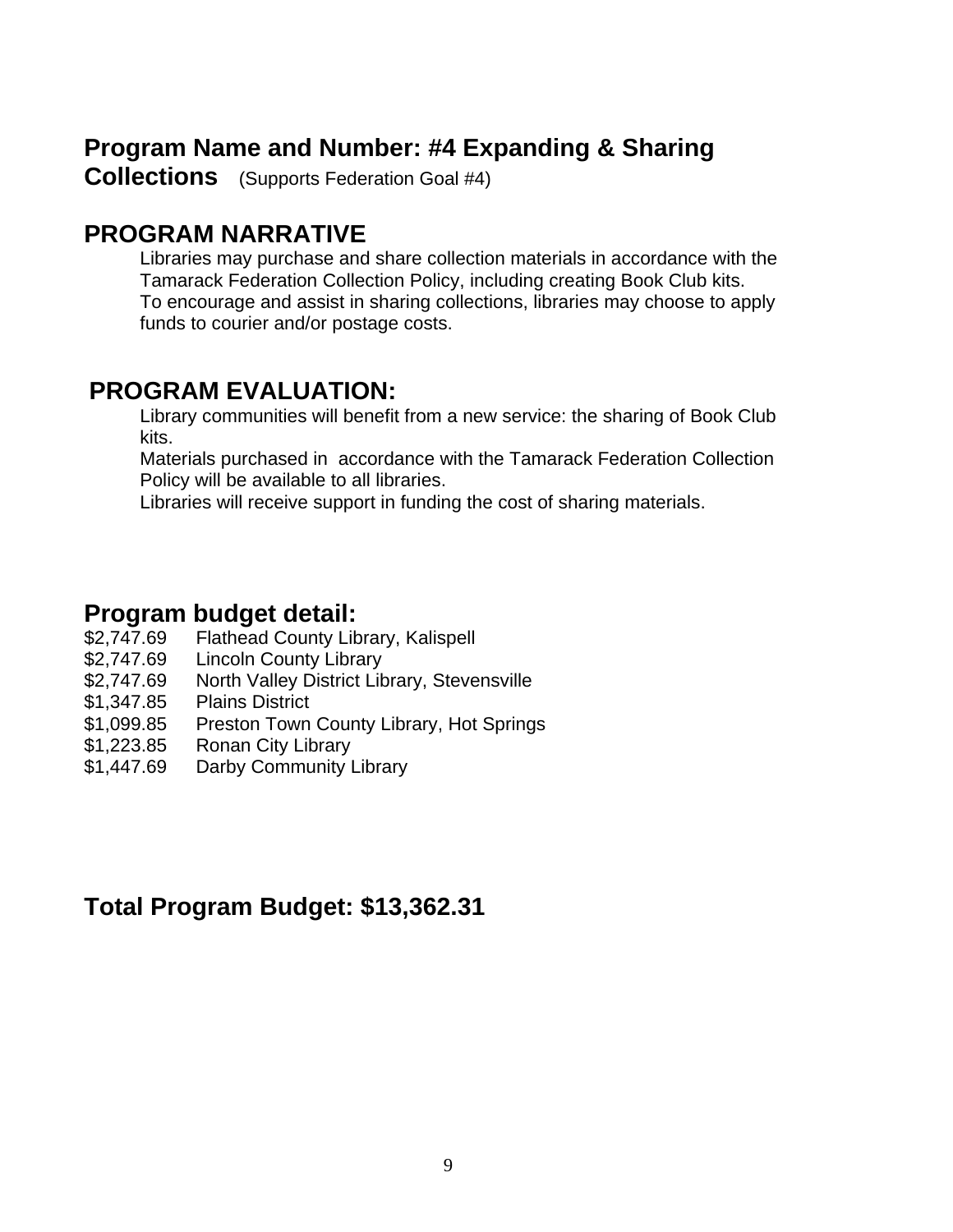## Program Name and Number: #4 Expanding & Sharing Collections (Supports Federation Goal #4)

## PROGRAM NARRATIVE

Libraries may purchase and share collection materials in accordance with the Tamarack Federation Collection Policy, including creating Book Club kits.
To encourage and assist in sharing collections, libraries may choose to apply funds to courier and/or postage costs.

## PROGRAM EVALUATION:

Library communities will benefit from a new service: the sharing of Book Club kits.
Materials purchased in accordance with the Tamarack Federation Collection Policy will be available to all libraries.
Libraries will receive support in funding the cost of sharing materials.

## Program budget detail:

$2,747.69 Flathead County Library, Kalispell
$2,747.69 Lincoln County Library
$2,747.69 North Valley District Library, Stevensville
$1,347.85 Plains District
$1,099.85 Preston Town County Library, Hot Springs
$1,223.85 Ronan City Library
$1,447.69 Darby Community Library

## Total Program Budget: $13,362.31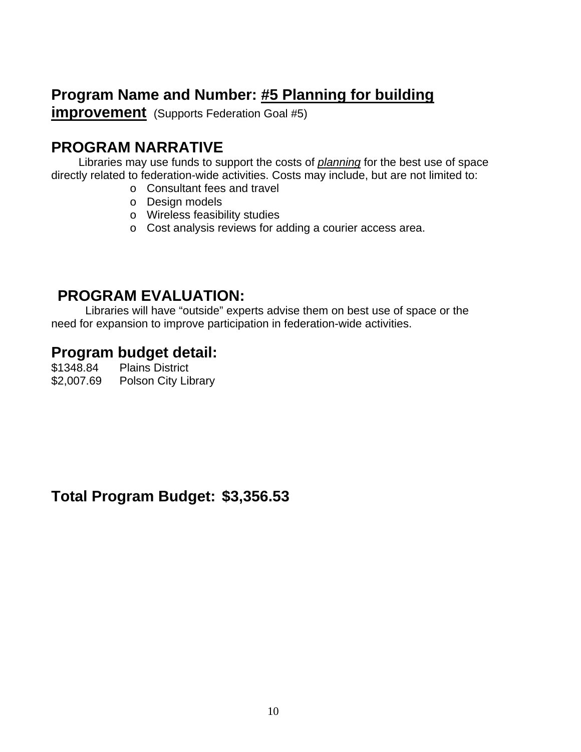## Program Name and Number: **#5 Planning for building improvement** (Supports Federation Goal #5)

## PROGRAM NARRATIVE

Libraries may use funds to support the costs of ***planning*** for the best use of space directly related to federation-wide activities. Costs may include, but are not limited to:

- Consultant fees and travel
- Design models
- Wireless feasibility studies
- Cost analysis reviews for adding a courier access area.

## PROGRAM EVALUATION:

Libraries will have "outside" experts advise them on best use of space or the need for expansion to improve participation in federation-wide activities.

## Program budget detail:

$1348.84 Plains District
$2,007.69 Polson City Library

## Total Program Budget: $3,356.53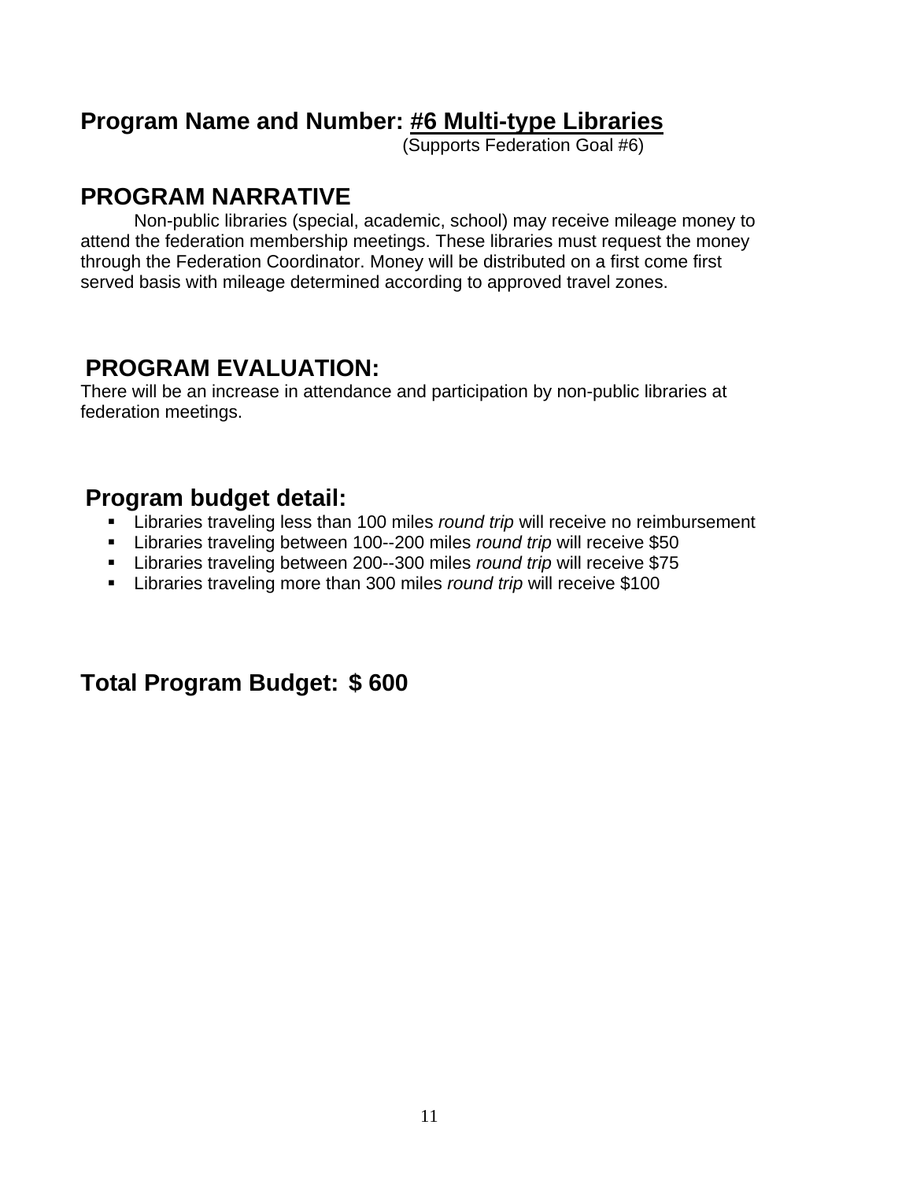## Program Name and Number: <u>#6 Multi-type Libraries</u>

(Supports Federation Goal #6)

## PROGRAM NARRATIVE

Non-public libraries (special, academic, school) may receive mileage money to attend the federation membership meetings. These libraries must request the money through the Federation Coordinator. Money will be distributed on a first come first served basis with mileage determined according to approved travel zones.

## PROGRAM EVALUATION:

There will be an increase in attendance and participation by non-public libraries at federation meetings.

## Program budget detail:

- Libraries traveling less than 100 miles *round trip* will receive no reimbursement
- Libraries traveling between 100--200 miles *round trip* will receive $50
- Libraries traveling between 200--300 miles *round trip* will receive $75
- Libraries traveling more than 300 miles *round trip* will receive $100

## Total Program Budget: $ 600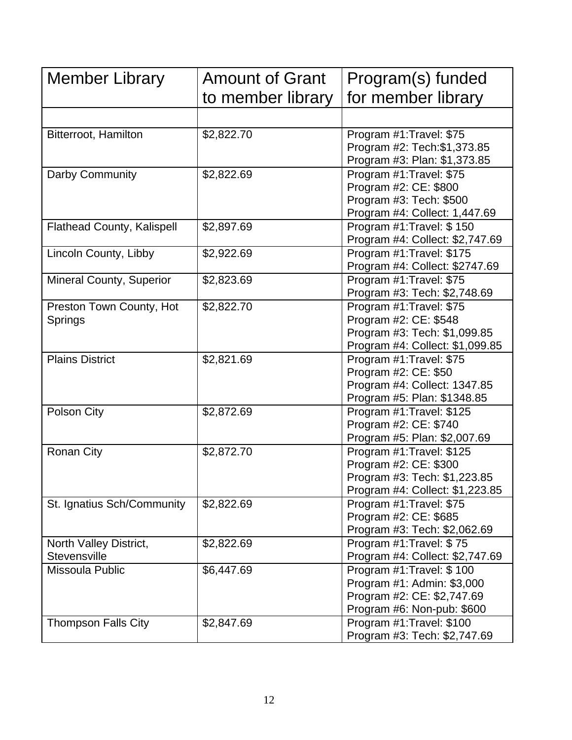| Member Library | Amount of Grant to member library | Program(s) funded for member library |
|---|---|---|
| | | |
| Bitterroot, Hamilton | $2,822.70 | Program #1:Travel: $75<br>Program #2: Tech:$1,373.85<br>Program #3: Plan: $1,373.85 |
| Darby Community | $2,822.69 | Program #1:Travel: $75<br>Program #2: CE: $800<br>Program #3: Tech: $500<br>Program #4: Collect: 1,447.69 |
| Flathead County, Kalispell | $2,897.69 | Program #1:Travel: $ 150<br>Program #4: Collect: $2,747.69 |
| Lincoln County, Libby | $2,922.69 | Program #1:Travel: $175<br>Program #4: Collect: $2747.69 |
| Mineral County, Superior | $2,823.69 | Program #1:Travel: $75<br>Program #3: Tech: $2,748.69 |
| Preston Town County, Hot Springs | $2,822.70 | Program #1:Travel: $75<br>Program #2: CE: $548<br>Program #3: Tech: $1,099.85<br>Program #4: Collect: $1,099.85 |
| Plains District | $2,821.69 | Program #1:Travel: $75<br>Program #2: CE: $50<br>Program #4: Collect: 1347.85<br>Program #5: Plan: $1348.85 |
| Polson City | $2,872.69 | Program #1:Travel: $125<br>Program #2: CE: $740<br>Program #5: Plan: $2,007.69 |
| Ronan City | $2,872.70 | Program #1:Travel: $125<br>Program #2: CE: $300<br>Program #3: Tech: $1,223.85<br>Program #4: Collect: $1,223.85 |
| St. Ignatius Sch/Community | $2,822.69 | Program #1:Travel: $75<br>Program #2: CE: $685<br>Program #3: Tech: $2,062.69 |
| North Valley District, Stevensville | $2,822.69 | Program #1:Travel: $ 75<br>Program #4: Collect: $2,747.69 |
| Missoula Public | $6,447.69 | Program #1:Travel: $ 100<br>Program #1: Admin: $3,000<br>Program #2: CE: $2,747.69<br>Program #6: Non-pub: $600 |
| Thompson Falls City | $2,847.69 | Program #1:Travel: $100<br>Program #3: Tech: $2,747.69 |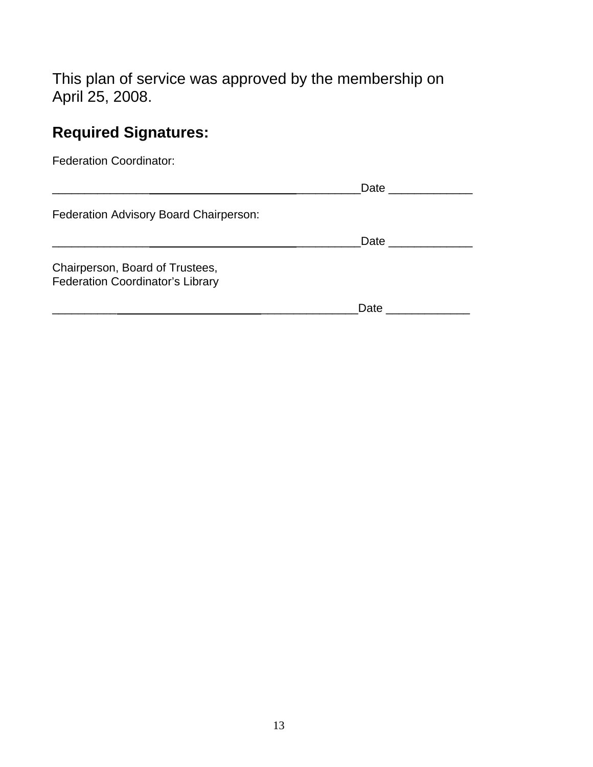This plan of service was approved by the membership on April 25, 2008.

## Required Signatures:

Federation Coordinator:

_______________________________________________________Date _____________

Federation Advisory Board Chairperson:

_______________________________________________________Date _____________

Chairperson, Board of Trustees,
Federation Coordinator's Library

_______________________________________________________Date _____________